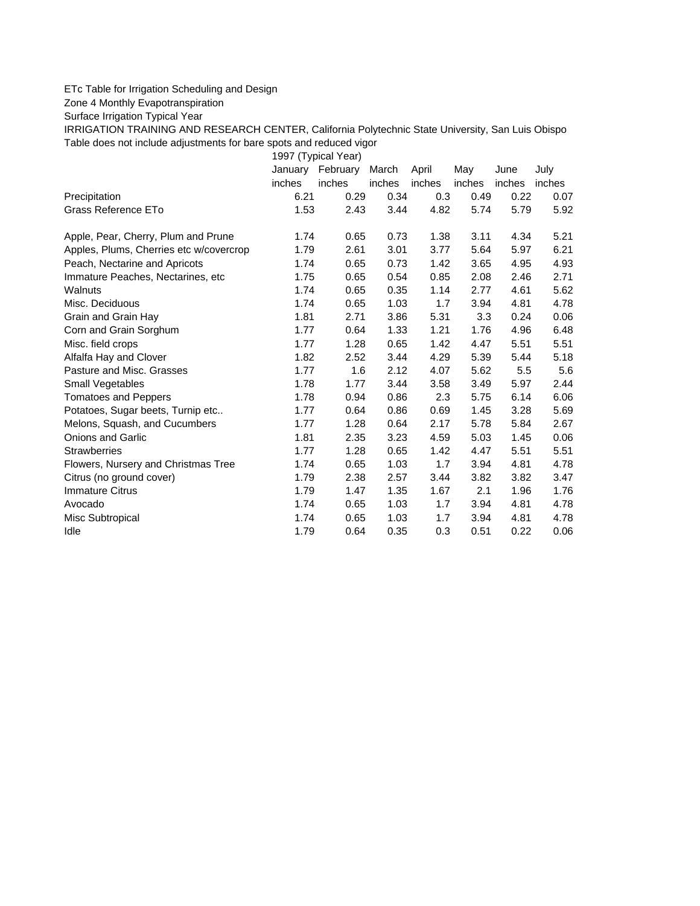ETc Table for Irrigation Scheduling and Design

Zone 4 Monthly Evapotranspiration

Surface Irrigation Typical Year

IRRIGATION TRAINING AND RESEARCH CENTER, California Polytechnic State University, San Luis Obispo

Table does not include adjustments for bare spots and reduced vigor

| | 1997 (Typical Year) | | | | | | |
|---|---|---|---|---|---|---|---|
| | January | February | March | April | May | June | July |
| | inches | inches | inches | inches | inches | inches | inches |
| Precipitation | 6.21 | 0.29 | 0.34 | 0.3 | 0.49 | 0.22 | 0.07 |
| Grass Reference ETo | 1.53 | 2.43 | 3.44 | 4.82 | 5.74 | 5.79 | 5.92 |
| | | | | | | | |
| Apple, Pear, Cherry, Plum and Prune | 1.74 | 0.65 | 0.73 | 1.38 | 3.11 | 4.34 | 5.21 |
| Apples, Plums, Cherries etc w/covercrop | 1.79 | 2.61 | 3.01 | 3.77 | 5.64 | 5.97 | 6.21 |
| Peach, Nectarine and Apricots | 1.74 | 0.65 | 0.73 | 1.42 | 3.65 | 4.95 | 4.93 |
| Immature Peaches, Nectarines, etc | 1.75 | 0.65 | 0.54 | 0.85 | 2.08 | 2.46 | 2.71 |
| Walnuts | 1.74 | 0.65 | 0.35 | 1.14 | 2.77 | 4.61 | 5.62 |
| Misc. Deciduous | 1.74 | 0.65 | 1.03 | 1.7 | 3.94 | 4.81 | 4.78 |
| Grain and Grain Hay | 1.81 | 2.71 | 3.86 | 5.31 | 3.3 | 0.24 | 0.06 |
| Corn and Grain Sorghum | 1.77 | 0.64 | 1.33 | 1.21 | 1.76 | 4.96 | 6.48 |
| Misc. field crops | 1.77 | 1.28 | 0.65 | 1.42 | 4.47 | 5.51 | 5.51 |
| Alfalfa Hay and Clover | 1.82 | 2.52 | 3.44 | 4.29 | 5.39 | 5.44 | 5.18 |
| Pasture and Misc. Grasses | 1.77 | 1.6 | 2.12 | 4.07 | 5.62 | 5.5 | 5.6 |
| Small Vegetables | 1.78 | 1.77 | 3.44 | 3.58 | 3.49 | 5.97 | 2.44 |
| Tomatoes and Peppers | 1.78 | 0.94 | 0.86 | 2.3 | 5.75 | 6.14 | 6.06 |
| Potatoes, Sugar beets, Turnip etc.. | 1.77 | 0.64 | 0.86 | 0.69 | 1.45 | 3.28 | 5.69 |
| Melons, Squash, and Cucumbers | 1.77 | 1.28 | 0.64 | 2.17 | 5.78 | 5.84 | 2.67 |
| Onions and Garlic | 1.81 | 2.35 | 3.23 | 4.59 | 5.03 | 1.45 | 0.06 |
| Strawberries | 1.77 | 1.28 | 0.65 | 1.42 | 4.47 | 5.51 | 5.51 |
| Flowers, Nursery and Christmas Tree | 1.74 | 0.65 | 1.03 | 1.7 | 3.94 | 4.81 | 4.78 |
| Citrus (no ground cover) | 1.79 | 2.38 | 2.57 | 3.44 | 3.82 | 3.82 | 3.47 |
| Immature Citrus | 1.79 | 1.47 | 1.35 | 1.67 | 2.1 | 1.96 | 1.76 |
| Avocado | 1.74 | 0.65 | 1.03 | 1.7 | 3.94 | 4.81 | 4.78 |
| Misc Subtropical | 1.74 | 0.65 | 1.03 | 1.7 | 3.94 | 4.81 | 4.78 |
| Idle | 1.79 | 0.64 | 0.35 | 0.3 | 0.51 | 0.22 | 0.06 |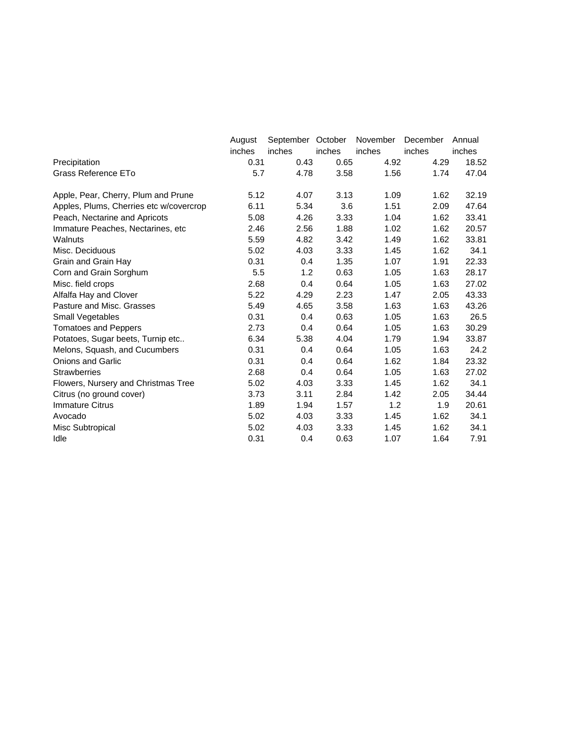| | August inches | September inches | October inches | November inches | December inches | Annual inches |
|---|---|---|---|---|---|---|
| Precipitation | 0.31 | 0.43 | 0.65 | 4.92 | 4.29 | 18.52 |
| Grass Reference ETo | 5.7 | 4.78 | 3.58 | 1.56 | 1.74 | 47.04 |
| | | | | | | |
| Apple, Pear, Cherry, Plum and Prune | 5.12 | 4.07 | 3.13 | 1.09 | 1.62 | 32.19 |
| Apples, Plums, Cherries etc w/covercrop | 6.11 | 5.34 | 3.6 | 1.51 | 2.09 | 47.64 |
| Peach, Nectarine and Apricots | 5.08 | 4.26 | 3.33 | 1.04 | 1.62 | 33.41 |
| Immature Peaches, Nectarines, etc | 2.46 | 2.56 | 1.88 | 1.02 | 1.62 | 20.57 |
| Walnuts | 5.59 | 4.82 | 3.42 | 1.49 | 1.62 | 33.81 |
| Misc. Deciduous | 5.02 | 4.03 | 3.33 | 1.45 | 1.62 | 34.1 |
| Grain and Grain Hay | 0.31 | 0.4 | 1.35 | 1.07 | 1.91 | 22.33 |
| Corn and Grain Sorghum | 5.5 | 1.2 | 0.63 | 1.05 | 1.63 | 28.17 |
| Misc. field crops | 2.68 | 0.4 | 0.64 | 1.05 | 1.63 | 27.02 |
| Alfalfa Hay and Clover | 5.22 | 4.29 | 2.23 | 1.47 | 2.05 | 43.33 |
| Pasture and Misc. Grasses | 5.49 | 4.65 | 3.58 | 1.63 | 1.63 | 43.26 |
| Small Vegetables | 0.31 | 0.4 | 0.63 | 1.05 | 1.63 | 26.5 |
| Tomatoes and Peppers | 2.73 | 0.4 | 0.64 | 1.05 | 1.63 | 30.29 |
| Potatoes, Sugar beets, Turnip etc.. | 6.34 | 5.38 | 4.04 | 1.79 | 1.94 | 33.87 |
| Melons, Squash, and Cucumbers | 0.31 | 0.4 | 0.64 | 1.05 | 1.63 | 24.2 |
| Onions and Garlic | 0.31 | 0.4 | 0.64 | 1.62 | 1.84 | 23.32 |
| Strawberries | 2.68 | 0.4 | 0.64 | 1.05 | 1.63 | 27.02 |
| Flowers, Nursery and Christmas Tree | 5.02 | 4.03 | 3.33 | 1.45 | 1.62 | 34.1 |
| Citrus (no ground cover) | 3.73 | 3.11 | 2.84 | 1.42 | 2.05 | 34.44 |
| Immature Citrus | 1.89 | 1.94 | 1.57 | 1.2 | 1.9 | 20.61 |
| Avocado | 5.02 | 4.03 | 3.33 | 1.45 | 1.62 | 34.1 |
| Misc Subtropical | 5.02 | 4.03 | 3.33 | 1.45 | 1.62 | 34.1 |
| Idle | 0.31 | 0.4 | 0.63 | 1.07 | 1.64 | 7.91 |